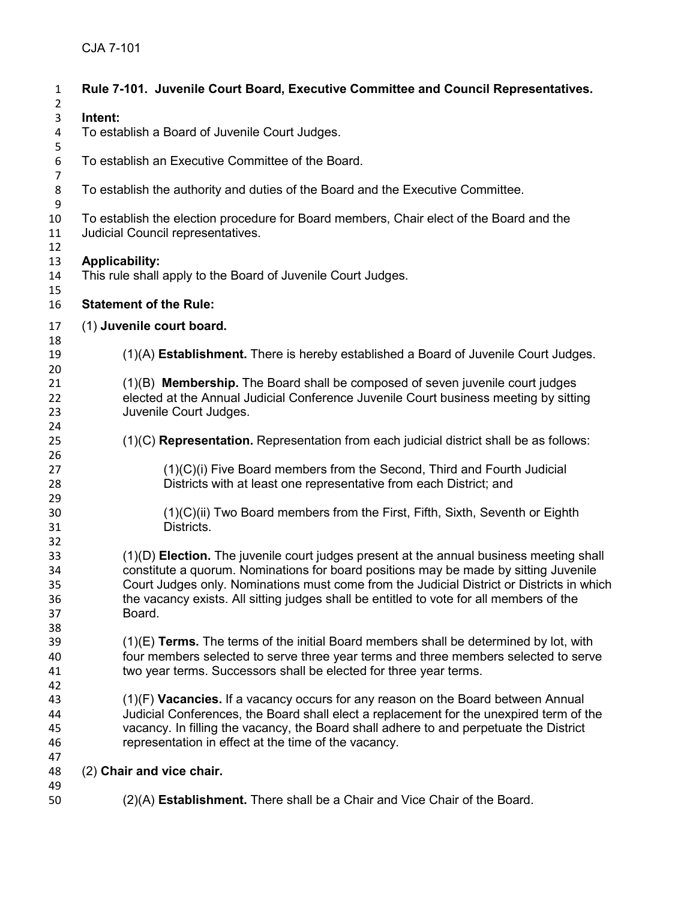# Rule 7-101. Juvenile Court Board, Executive Committee and Council Representatives.

**Intent:**

To establish a Board of Juvenile Court Judges.

To establish an Executive Committee of the Board.

To establish the authority and duties of the Board and the Executive Committee.

To establish the election procedure for Board members, Chair elect of the Board and the Judicial Council representatives.

**Applicability:**

This rule shall apply to the Board of Juvenile Court Judges.

**Statement of the Rule:**

(1) **Juvenile court board.**

(1)(A) **Establishment.** There is hereby established a Board of Juvenile Court Judges.

(1)(B) **Membership.** The Board shall be composed of seven juvenile court judges elected at the Annual Judicial Conference Juvenile Court business meeting by sitting Juvenile Court Judges.

(1)(C) **Representation.** Representation from each judicial district shall be as follows:

(1)(C)(i) Five Board members from the Second, Third and Fourth Judicial Districts with at least one representative from each District; and

(1)(C)(ii) Two Board members from the First, Fifth, Sixth, Seventh or Eighth Districts.

(1)(D) **Election.** The juvenile court judges present at the annual business meeting shall constitute a quorum. Nominations for board positions may be made by sitting Juvenile Court Judges only. Nominations must come from the Judicial District or Districts in which the vacancy exists. All sitting judges shall be entitled to vote for all members of the Board.

(1)(E) **Terms.** The terms of the initial Board members shall be determined by lot, with four members selected to serve three year terms and three members selected to serve two year terms. Successors shall be elected for three year terms.

(1)(F) **Vacancies.** If a vacancy occurs for any reason on the Board between Annual Judicial Conferences, the Board shall elect a replacement for the unexpired term of the vacancy. In filling the vacancy, the Board shall adhere to and perpetuate the District representation in effect at the time of the vacancy.

(2) **Chair and vice chair.**

(2)(A) **Establishment.** There shall be a Chair and Vice Chair of the Board.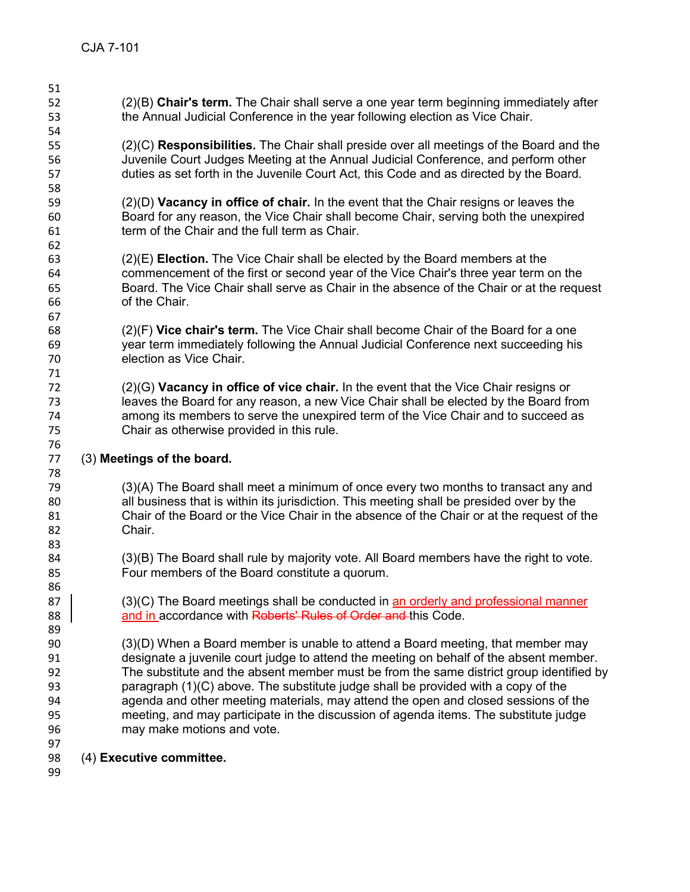(2)(B) **Chair's term.** The Chair shall serve a one year term beginning immediately after the Annual Judicial Conference in the year following election as Vice Chair.

(2)(C) **Responsibilities.** The Chair shall preside over all meetings of the Board and the Juvenile Court Judges Meeting at the Annual Judicial Conference, and perform other duties as set forth in the Juvenile Court Act, this Code and as directed by the Board.

(2)(D) **Vacancy in office of chair.** In the event that the Chair resigns or leaves the Board for any reason, the Vice Chair shall become Chair, serving both the unexpired term of the Chair and the full term as Chair.

(2)(E) **Election.** The Vice Chair shall be elected by the Board members at the commencement of the first or second year of the Vice Chair's three year term on the Board. The Vice Chair shall serve as Chair in the absence of the Chair or at the request of the Chair.

(2)(F) **Vice chair's term.** The Vice Chair shall become Chair of the Board for a one year term immediately following the Annual Judicial Conference next succeeding his election as Vice Chair.

(2)(G) **Vacancy in office of vice chair.** In the event that the Vice Chair resigns or leaves the Board for any reason, a new Vice Chair shall be elected by the Board from among its members to serve the unexpired term of the Vice Chair and to succeed as Chair as otherwise provided in this rule.

(3) **Meetings of the board.**

(3)(A) The Board shall meet a minimum of once every two months to transact any and all business that is within its jurisdiction. This meeting shall be presided over by the Chair of the Board or the Vice Chair in the absence of the Chair or at the request of the Chair.

(3)(B) The Board shall rule by majority vote. All Board members have the right to vote. Four members of the Board constitute a quorum.

(3)(C) The Board meetings shall be conducted in <u>an orderly and professional manner and in</u> accordance with ~~Roberts' Rules of Order and~~ this Code.

(3)(D) When a Board member is unable to attend a Board meeting, that member may designate a juvenile court judge to attend the meeting on behalf of the absent member. The substitute and the absent member must be from the same district group identified by paragraph (1)(C) above. The substitute judge shall be provided with a copy of the agenda and other meeting materials, may attend the open and closed sessions of the meeting, and may participate in the discussion of agenda items. The substitute judge may make motions and vote.

(4) **Executive committee.**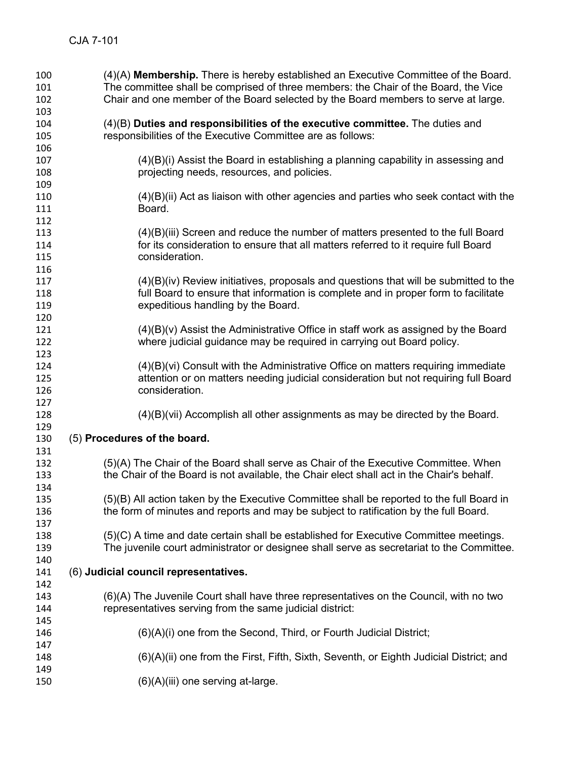(4)(A) **Membership.** There is hereby established an Executive Committee of the Board. The committee shall be comprised of three members: the Chair of the Board, the Vice Chair and one member of the Board selected by the Board members to serve at large.

(4)(B) **Duties and responsibilities of the executive committee.** The duties and responsibilities of the Executive Committee are as follows:

(4)(B)(i) Assist the Board in establishing a planning capability in assessing and projecting needs, resources, and policies.

(4)(B)(ii) Act as liaison with other agencies and parties who seek contact with the Board.

(4)(B)(iii) Screen and reduce the number of matters presented to the full Board for its consideration to ensure that all matters referred to it require full Board consideration.

(4)(B)(iv) Review initiatives, proposals and questions that will be submitted to the full Board to ensure that information is complete and in proper form to facilitate expeditious handling by the Board.

(4)(B)(v) Assist the Administrative Office in staff work as assigned by the Board where judicial guidance may be required in carrying out Board policy.

(4)(B)(vi) Consult with the Administrative Office on matters requiring immediate attention or on matters needing judicial consideration but not requiring full Board consideration.

(4)(B)(vii) Accomplish all other assignments as may be directed by the Board.

(5) **Procedures of the board.**

(5)(A) The Chair of the Board shall serve as Chair of the Executive Committee. When the Chair of the Board is not available, the Chair elect shall act in the Chair's behalf.

(5)(B) All action taken by the Executive Committee shall be reported to the full Board in the form of minutes and reports and may be subject to ratification by the full Board.

(5)(C) A time and date certain shall be established for Executive Committee meetings. The juvenile court administrator or designee shall serve as secretariat to the Committee.

(6) **Judicial council representatives.**

(6)(A) The Juvenile Court shall have three representatives on the Council, with no two representatives serving from the same judicial district:

(6)(A)(i) one from the Second, Third, or Fourth Judicial District;

(6)(A)(ii) one from the First, Fifth, Sixth, Seventh, or Eighth Judicial District; and

(6)(A)(iii) one serving at-large.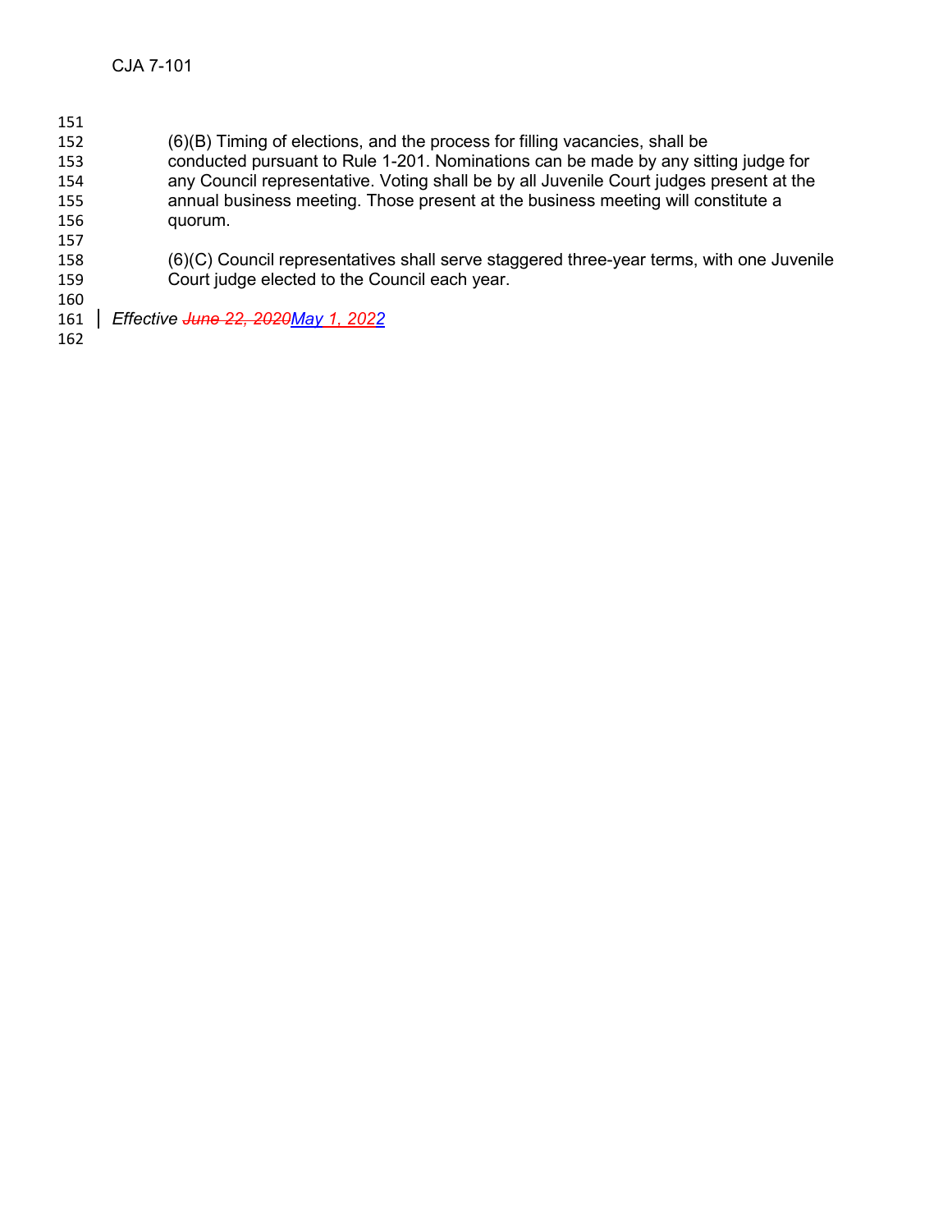(6)(B) Timing of elections, and the process for filling vacancies, shall be conducted pursuant to Rule 1-201. Nominations can be made by any sitting judge for any Council representative. Voting shall be by all Juvenile Court judges present at the annual business meeting. Those present at the business meeting will constitute a quorum.

(6)(C) Council representatives shall serve staggered three-year terms, with one Juvenile Court judge elected to the Council each year.

*Effective ~~June 22, 2020~~May 1, 2022*